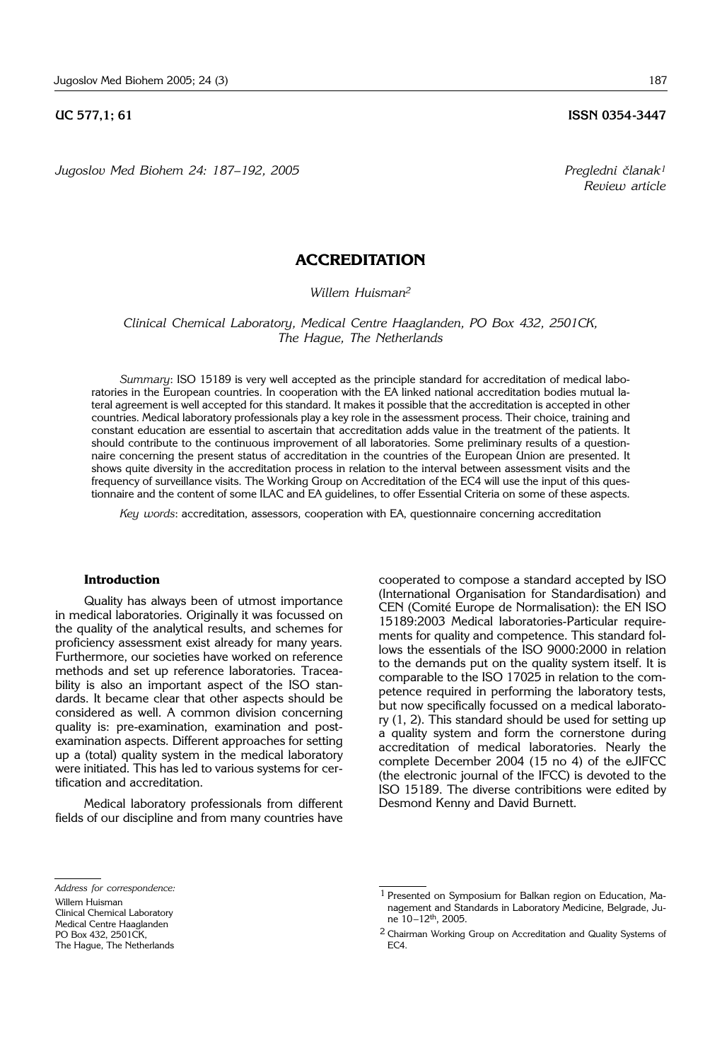UC 577,1; 61 **ISSN 0354-3447**

*Jugoslov Med Biohem 24: 187–192, 2005*

*Pregledni članak*[1]
*Review article*

# ACCREDITATION

*Willem Huisman*[2]

*Clinical Chemical Laboratory, Medical Centre Haaglanden, PO Box 432, 2501CK, The Hague, The Netherlands*

*Summary*: ISO 15189 is very well accepted as the principle standard for accreditation of medical laboratories in the European countries. In cooperation with the EA linked national accreditation bodies mutual lateral agreement is well accepted for this standard. It makes it possible that the accreditation is accepted in other countries. Medical laboratory professionals play a key role in the assessment process. Their choice, training and constant education are essential to ascertain that accreditation adds value in the treatment of the patients. It should contribute to the continuous improvement of all laboratories. Some preliminary results of a questionnaire concerning the present status of accreditation in the countries of the European Union are presented. It shows quite diversity in the accreditation process in relation to the interval between assessment visits and the frequency of surveillance visits. The Working Group on Accreditation of the EC4 will use the input of this questionnaire and the content of some ILAC and EA guidelines, to offer Essential Criteria on some of these aspects.

*Key words*: accreditation, assessors, cooperation with EA, questionnaire concerning accreditation

## Introduction

Quality has always been of utmost importance in medical laboratories. Originally it was focussed on the quality of the analytical results, and schemes for proficiency assessment exist already for many years. Furthermore, our societies have worked on reference methods and set up reference laboratories. Traceability is also an important aspect of the ISO standards. It became clear that other aspects should be considered as well. A common division concerning quality is: pre-examination, examination and post-examination aspects. Different approaches for setting up a (total) quality system in the medical laboratory were initiated. This has led to various systems for certification and accreditation.

Medical laboratory professionals from different fields of our discipline and from many countries have cooperated to compose a standard accepted by ISO (International Organisation for Standardisation) and CEN (Comité Europe de Normalisation): the EN ISO 15189:2003 Medical laboratories-Particular requirements for quality and competence. This standard follows the essentials of the ISO 9000:2000 in relation to the demands put on the quality system itself. It is comparable to the ISO 17025 in relation to the competence required in performing the laboratory tests, but now specifically focussed on a medical laboratory (1, 2). This standard should be used for setting up a quality system and form the cornerstone during accreditation of medical laboratories. Nearly the complete December 2004 (15 no 4) of the eJIFCC (the electronic journal of the IFCC) is devoted to the ISO 15189. The diverse contribitions were edited by Desmond Kenny and David Burnett.

*Address for correspondence:*
Willem Huisman
Clinical Chemical Laboratory
Medical Centre Haaglanden
PO Box 432, 2501CK,
The Hague, The Netherlands

[1] Presented on Symposium for Balkan region on Education, Management and Standards in Laboratory Medicine, Belgrade, June 10–12th, 2005.

[2] Chairman Working Group on Accreditation and Quality Systems of EC4.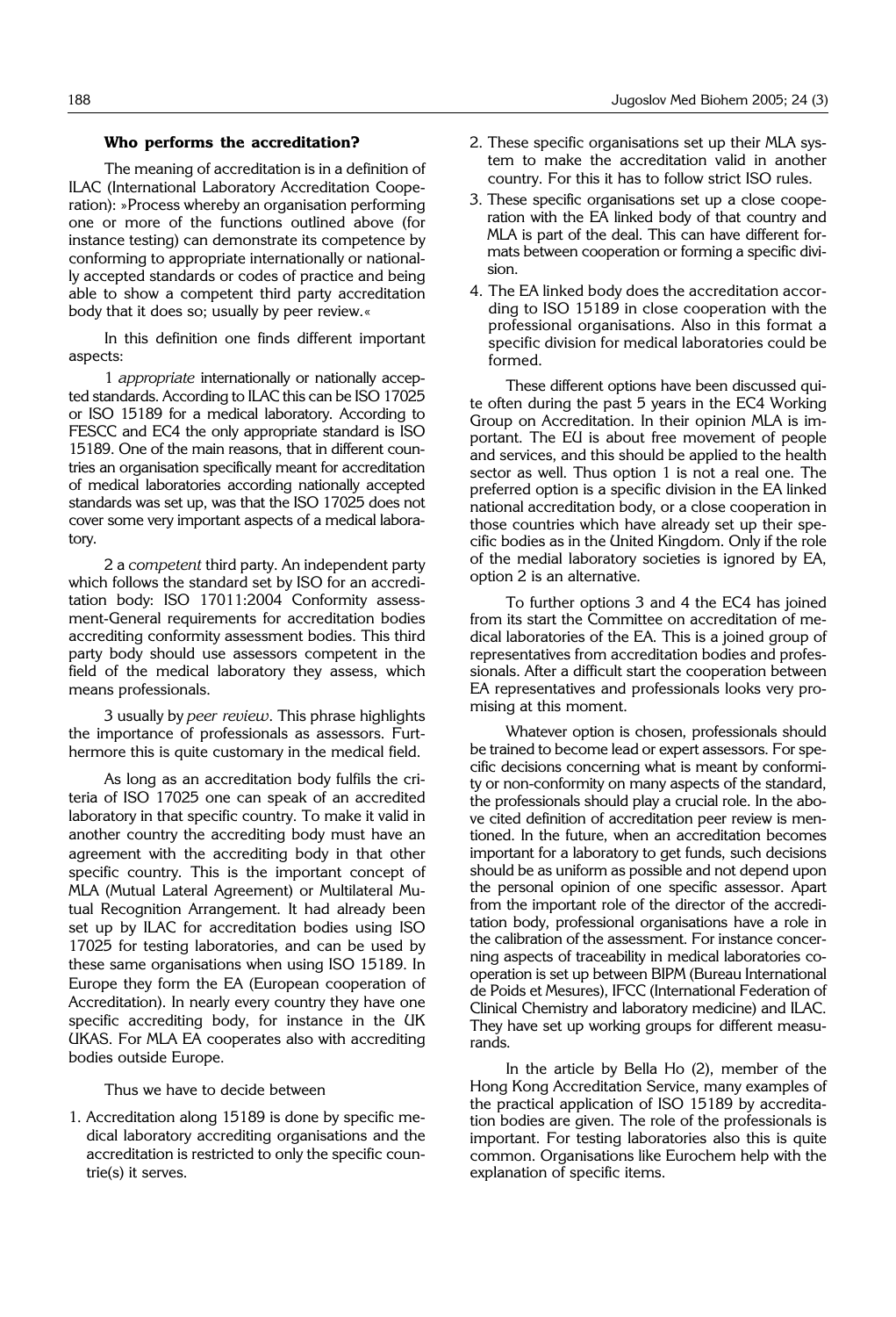### Who performs the accreditation?

The meaning of accreditation is in a definition of ILAC (International Laboratory Accreditation Cooperation): »Process whereby an organisation performing one or more of the functions outlined above (for instance testing) can demonstrate its competence by conforming to appropriate internationally or nationally accepted standards or codes of practice and being able to show a competent third party accreditation body that it does so; usually by peer review.«

In this definition one finds different important aspects:

1 *appropriate* internationally or nationally accepted standards. According to ILAC this can be ISO 17025 or ISO 15189 for a medical laboratory. According to FESCC and EC4 the only appropriate standard is ISO 15189. One of the main reasons, that in different countries an organisation specifically meant for accreditation of medical laboratories according nationally accepted standards was set up, was that the ISO 17025 does not cover some very important aspects of a medical laboratory.

2 a *competent* third party. An independent party which follows the standard set by ISO for an accreditation body: ISO 17011:2004 Conformity assessment-General requirements for accreditation bodies accrediting conformity assessment bodies. This third party body should use assessors competent in the field of the medical laboratory they assess, which means professionals.

3 usually by *peer review*. This phrase highlights the importance of professionals as assessors. Furthermore this is quite customary in the medical field.

As long as an accreditation body fulfils the criteria of ISO 17025 one can speak of an accredited laboratory in that specific country. To make it valid in another country the accrediting body must have an agreement with the accrediting body in that other specific country. This is the important concept of MLA (Mutual Lateral Agreement) or Multilateral Mutual Recognition Arrangement. It had already been set up by ILAC for accreditation bodies using ISO 17025 for testing laboratories, and can be used by these same organisations when using ISO 15189. In Europe they form the EA (European cooperation of Accreditation). In nearly every country they have one specific accrediting body, for instance in the UK UKAS. For MLA EA cooperates also with accrediting bodies outside Europe.

Thus we have to decide between

1. Accreditation along 15189 is done by specific medical laboratory accrediting organisations and the accreditation is restricted to only the specific countrie(s) it serves.
2. These specific organisations set up their MLA system to make the accreditation valid in another country. For this it has to follow strict ISO rules.
3. These specific organisations set up a close cooperation with the EA linked body of that country and MLA is part of the deal. This can have different formats between cooperation or forming a specific division.
4. The EA linked body does the accreditation according to ISO 15189 in close cooperation with the professional organisations. Also in this format a specific division for medical laboratories could be formed.

These different options have been discussed quite often during the past 5 years in the EC4 Working Group on Accreditation. In their opinion MLA is important. The EU is about free movement of people and services, and this should be applied to the health sector as well. Thus option 1 is not a real one. The preferred option is a specific division in the EA linked national accreditation body, or a close cooperation in those countries which have already set up their specific bodies as in the United Kingdom. Only if the role of the medial laboratory societies is ignored by EA, option 2 is an alternative.

To further options 3 and 4 the EC4 has joined from its start the Committee on accreditation of medical laboratories of the EA. This is a joined group of representatives from accreditation bodies and professionals. After a difficult start the cooperation between EA representatives and professionals looks very promising at this moment.

Whatever option is chosen, professionals should be trained to become lead or expert assessors. For specific decisions concerning what is meant by conformity or non-conformity on many aspects of the standard, the professionals should play a crucial role. In the above cited definition of accreditation peer review is mentioned. In the future, when an accreditation becomes important for a laboratory to get funds, such decisions should be as uniform as possible and not depend upon the personal opinion of one specific assessor. Apart from the important role of the director of the accreditation body, professional organisations have a role in the calibration of the assessment. For instance concerning aspects of traceability in medical laboratories cooperation is set up between BIPM (Bureau International de Poids et Mesures), IFCC (International Federation of Clinical Chemistry and laboratory medicine) and ILAC. They have set up working groups for different measurands.

In the article by Bella Ho (2), member of the Hong Kong Accreditation Service, many examples of the practical application of ISO 15189 by accreditation bodies are given. The role of the professionals is important. For testing laboratories also this is quite common. Organisations like Eurochem help with the explanation of specific items.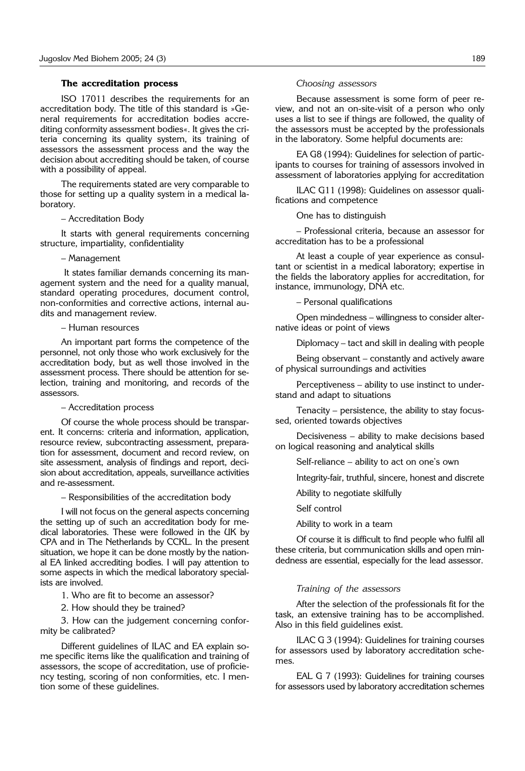### The accreditation process

ISO 17011 describes the requirements for an accreditation body. The title of this standard is »General requirements for accreditation bodies accrediting conformity assessment bodies«. It gives the criteria concerning its quality system, its training of assessors the assessment process and the way the decision about accrediting should be taken, of course with a possibility of appeal.

The requirements stated are very comparable to those for setting up a quality system in a medical laboratory.

– Accreditation Body

It starts with general requirements concerning structure, impartiality, confidentiality

– Management

It states familiar demands concerning its management system and the need for a quality manual, standard operating procedures, document control, non-conformities and corrective actions, internal audits and management review.

– Human resources

An important part forms the competence of the personnel, not only those who work exclusively for the accreditation body, but as well those involved in the assessment process. There should be attention for selection, training and monitoring, and records of the assessors.

– Accreditation process

Of course the whole process should be transparent. It concerns: criteria and information, application, resource review, subcontracting assessment, preparation for assessment, document and record review, on site assessment, analysis of findings and report, decision about accreditation, appeals, surveillance activities and re-assessment.

– Responsibilities of the accreditation body

I will not focus on the general aspects concerning the setting up of such an accreditation body for medical laboratories. These were followed in the UK by CPA and in The Netherlands by CCKL. In the present situation, we hope it can be done mostly by the national EA linked accrediting bodies. I will pay attention to some aspects in which the medical laboratory specialists are involved.

1. Who are fit to become an assessor?

2. How should they be trained?

3. How can the judgement concerning conformity be calibrated?

Different guidelines of ILAC and EA explain some specific items like the qualification and training of assessors, the scope of accreditation, use of proficiency testing, scoring of non conformities, etc. I mention some of these guidelines.

*Choosing assessors*

Because assessment is some form of peer review, and not an on-site-visit of a person who only uses a list to see if things are followed, the quality of the assessors must be accepted by the professionals in the laboratory. Some helpful documents are:

EA G8 (1994): Guidelines for selection of participants to courses for training of assessors involved in assessment of laboratories applying for accreditation

ILAC G11 (1998): Guidelines on assessor qualifications and competence

One has to distinguish

– Professional criteria, because an assessor for accreditation has to be a professional

At least a couple of year experience as consultant or scientist in a medical laboratory; expertise in the fields the laboratory applies for accreditation, for instance, immunology, DNA etc.

– Personal qualifications

Open mindedness – willingness to consider alternative ideas or point of views

Diplomacy – tact and skill in dealing with people

Being observant – constantly and actively aware of physical surroundings and activities

Perceptiveness – ability to use instinct to understand and adapt to situations

Tenacity – persistence, the ability to stay focussed, oriented towards objectives

Decisiveness – ability to make decisions based on logical reasoning and analytical skills

Self-reliance – ability to act on one's own

Integrity-fair, truthful, sincere, honest and discrete

Ability to negotiate skilfully

Self control

Ability to work in a team

Of course it is difficult to find people who fulfil all these criteria, but communication skills and open mindedness are essential, especially for the lead assessor.

*Training of the assessors*

After the selection of the professionals fit for the task, an extensive training has to be accomplished. Also in this field guidelines exist.

ILAC G 3 (1994): Guidelines for training courses for assessors used by laboratory accreditation schemes.

EAL G 7 (1993): Guidelines for training courses for assessors used by laboratory accreditation schemes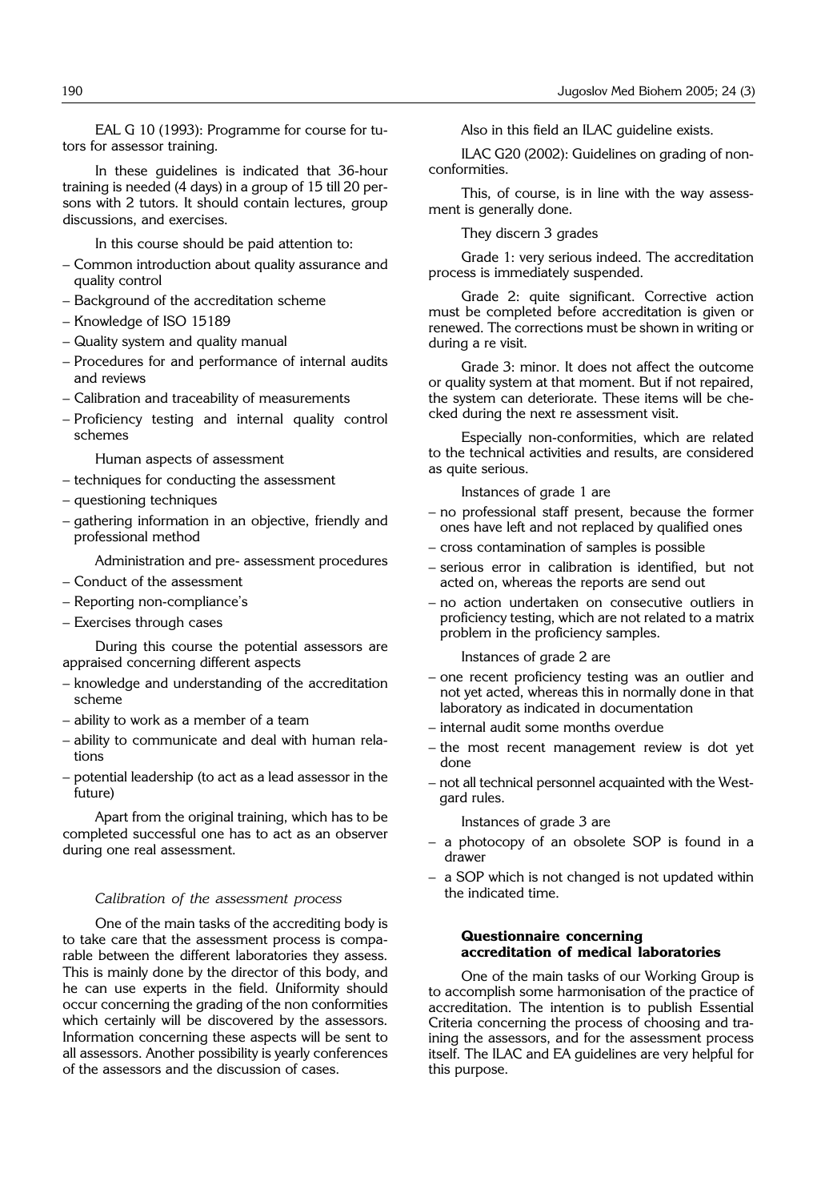EAL G 10 (1993): Programme for course for tutors for assessor training.

In these guidelines is indicated that 36-hour training is needed (4 days) in a group of 15 till 20 persons with 2 tutors. It should contain lectures, group discussions, and exercises.

In this course should be paid attention to:

- Common introduction about quality assurance and quality control
- Background of the accreditation scheme
- Knowledge of ISO 15189
- Quality system and quality manual
- Procedures for and performance of internal audits and reviews
- Calibration and traceability of measurements
- Proficiency testing and internal quality control schemes

Human aspects of assessment

- techniques for conducting the assessment
- questioning techniques
- gathering information in an objective, friendly and professional method

Administration and pre- assessment procedures

- Conduct of the assessment
- Reporting non-compliance's
- Exercises through cases

During this course the potential assessors are appraised concerning different aspects

- knowledge and understanding of the accreditation scheme
- ability to work as a member of a team
- ability to communicate and deal with human relations
- potential leadership (to act as a lead assessor in the future)

Apart from the original training, which has to be completed successful one has to act as an observer during one real assessment.

*Calibration of the assessment process*

One of the main tasks of the accrediting body is to take care that the assessment process is comparable between the different laboratories they assess. This is mainly done by the director of this body, and he can use experts in the field. Uniformity should occur concerning the grading of the non conformities which certainly will be discovered by the assessors. Information concerning these aspects will be sent to all assessors. Another possibility is yearly conferences of the assessors and the discussion of cases.

Also in this field an ILAC guideline exists.

ILAC G20 (2002): Guidelines on grading of non-conformities.

This, of course, is in line with the way assessment is generally done.

They discern 3 grades

Grade 1: very serious indeed. The accreditation process is immediately suspended.

Grade 2: quite significant. Corrective action must be completed before accreditation is given or renewed. The corrections must be shown in writing or during a re visit.

Grade 3: minor. It does not affect the outcome or quality system at that moment. But if not repaired, the system can deteriorate. These items will be checked during the next re assessment visit.

Especially non-conformities, which are related to the technical activities and results, are considered as quite serious.

Instances of grade 1 are

- no professional staff present, because the former ones have left and not replaced by qualified ones
- cross contamination of samples is possible
- serious error in calibration is identified, but not acted on, whereas the reports are send out
- no action undertaken on consecutive outliers in proficiency testing, which are not related to a matrix problem in the proficiency samples.

Instances of grade 2 are

- one recent proficiency testing was an outlier and not yet acted, whereas this in normally done in that laboratory as indicated in documentation
- internal audit some months overdue
- the most recent management review is dot yet done
- not all technical personnel acquainted with the Westgard rules.

Instances of grade 3 are

- a photocopy of an obsolete SOP is found in a drawer
- a SOP which is not changed is not updated within the indicated time.

## Questionnaire concerning accreditation of medical laboratories

One of the main tasks of our Working Group is to accomplish some harmonisation of the practice of accreditation. The intention is to publish Essential Criteria concerning the process of choosing and training the assessors, and for the assessment process itself. The ILAC and EA guidelines are very helpful for this purpose.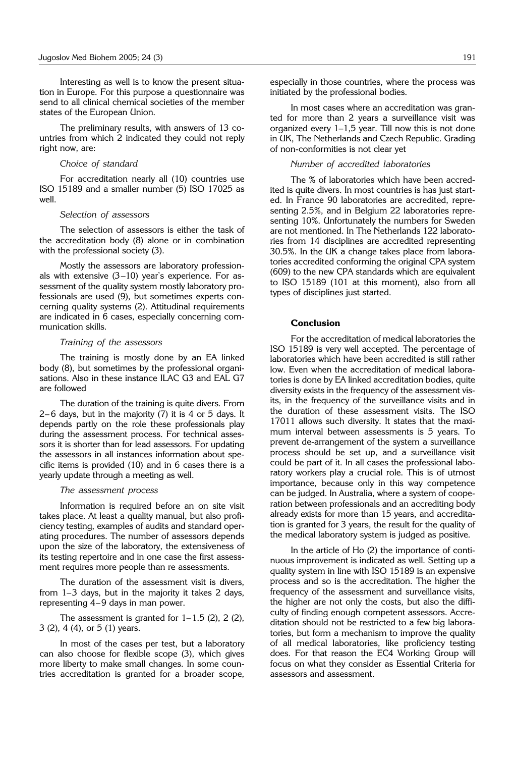Interesting as well is to know the present situation in Europe. For this purpose a questionnaire was send to all clinical chemical societies of the member states of the European Union.

The preliminary results, with answers of 13 countries from which 2 indicated they could not reply right now, are:

*Choice of standard*

For accreditation nearly all (10) countries use ISO 15189 and a smaller number (5) ISO 17025 as well.

*Selection of assessors*

The selection of assessors is either the task of the accreditation body (8) alone or in combination with the professional society (3).

Mostly the assessors are laboratory professionals with extensive (3–10) year's experience. For assessment of the quality system mostly laboratory professionals are used (9), but sometimes experts concerning quality systems (2). Attitudinal requirements are indicated in 6 cases, especially concerning communication skills.

*Training of the assessors*

The training is mostly done by an EA linked body (8), but sometimes by the professional organisations. Also in these instance ILAC G3 and EAL G7 are followed

The duration of the training is quite divers. From 2–6 days, but in the majority (7) it is 4 or 5 days. It depends partly on the role these professionals play during the assessment process. For technical assessors it is shorter than for lead assessors. For updating the assessors in all instances information about specific items is provided (10) and in 6 cases there is a yearly update through a meeting as well.

*The assessment process*

Information is required before an on site visit takes place. At least a quality manual, but also proficiency testing, examples of audits and standard operating procedures. The number of assessors depends upon the size of the laboratory, the extensiveness of its testing repertoire and in one case the first assessment requires more people than re assessments.

The duration of the assessment visit is divers, from 1–3 days, but in the majority it takes 2 days, representing 4–9 days in man power.

The assessment is granted for 1–1.5 (2), 2 (2), 3 (2), 4 (4), or 5 (1) years.

In most of the cases per test, but a laboratory can also choose for flexible scope (3), which gives more liberty to make small changes. In some countries accreditation is granted for a broader scope, especially in those countries, where the process was initiated by the professional bodies.

In most cases where an accreditation was granted for more than 2 years a surveillance visit was organized every 1–1,5 year. Till now this is not done in UK, The Netherlands and Czech Republic. Grading of non-conformities is not clear yet

*Number of accredited laboratories*

The % of laboratories which have been accredited is quite divers. In most countries is has just started. In France 90 laboratories are accredited, representing 2.5%, and in Belgium 22 laboratories representing 10%. Unfortunately the numbers for Sweden are not mentioned. In The Netherlands 122 laboratories from 14 disciplines are accredited representing 30.5%. In the UK a change takes place from laboratories accredited conforming the original CPA system (609) to the new CPA standards which are equivalent to ISO 15189 (101 at this moment), also from all types of disciplines just started.

## Conclusion

For the accreditation of medical laboratories the ISO 15189 is very well accepted. The percentage of laboratories which have been accredited is still rather low. Even when the accreditation of medical laboratories is done by EA linked accreditation bodies, quite diversity exists in the frequency of the assessment visits, in the frequency of the surveillance visits and in the duration of these assessment visits. The ISO 17011 allows such diversity. It states that the maximum interval between assessments is 5 years. To prevent de-arrangement of the system a surveillance process should be set up, and a surveillance visit could be part of it. In all cases the professional laboratory workers play a crucial role. This is of utmost importance, because only in this way competence can be judged. In Australia, where a system of cooperation between professionals and an accrediting body already exists for more than 15 years, and accreditation is granted for 3 years, the result for the quality of the medical laboratory system is judged as positive.

In the article of Ho (2) the importance of continuous improvement is indicated as well. Setting up a quality system in line with ISO 15189 is an expensive process and so is the accreditation. The higher the frequency of the assessment and surveillance visits, the higher are not only the costs, but also the difficulty of finding enough competent assessors. Accreditation should not be restricted to a few big laboratories, but form a mechanism to improve the quality of all medical laboratories, like proficiency testing does. For that reason the EC4 Working Group will focus on what they consider as Essential Criteria for assessors and assessment.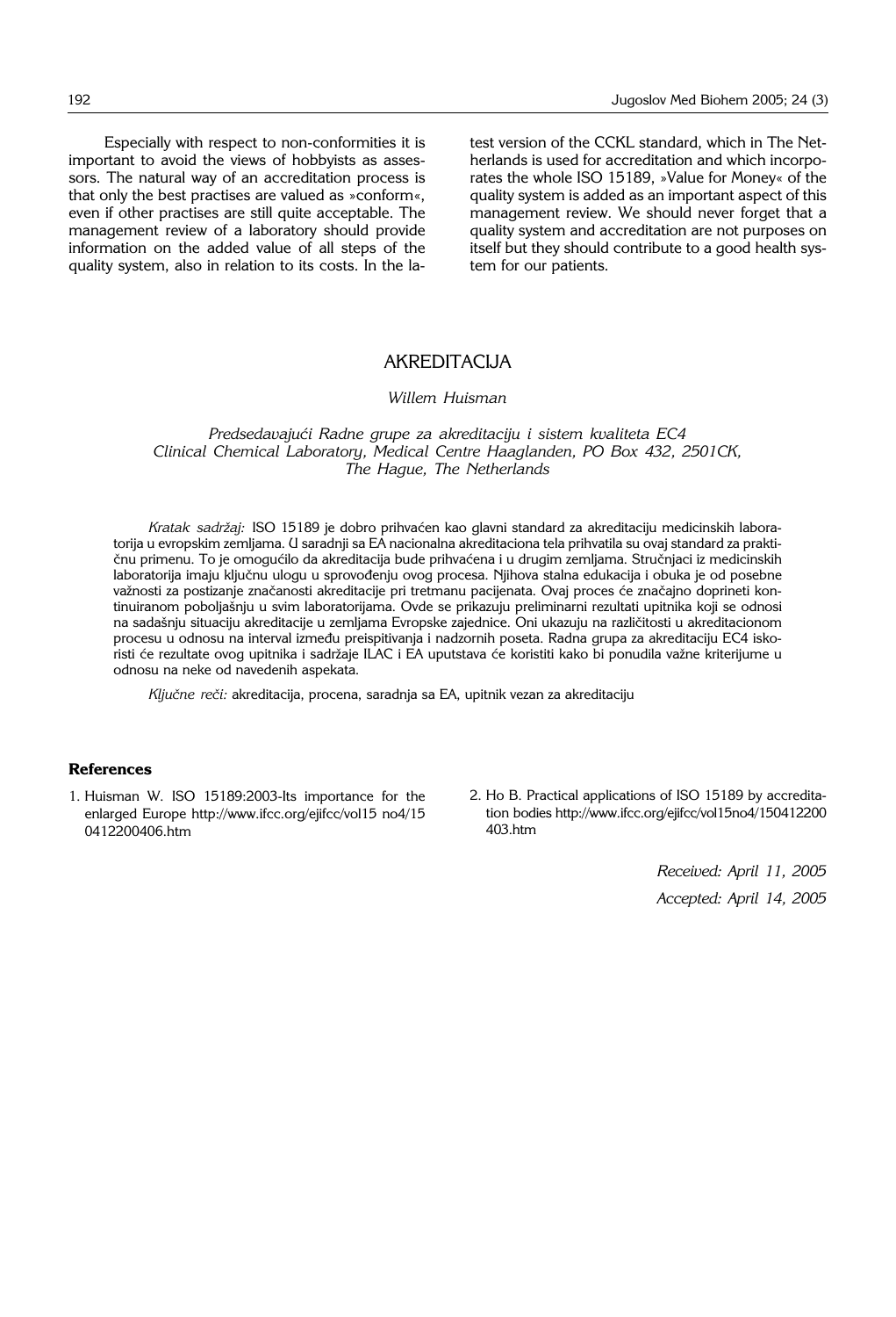Especially with respect to non-conformities it is important to avoid the views of hobbyists as assessors. The natural way of an accreditation process is that only the best practises are valued as »conform«, even if other practises are still quite acceptable. The management review of a laboratory should provide information on the added value of all steps of the quality system, also in relation to its costs. In the latest version of the CCKL standard, which in The Netherlands is used for accreditation and which incorporates the whole ISO 15189, »Value for Money« of the quality system is added as an important aspect of this management review. We should never forget that a quality system and accreditation are not purposes on itself but they should contribute to a good health system for our patients.

## AKREDITACIJA

*Willem Huisman*

*Predsedavajući Radne grupe za akreditaciju i sistem kvaliteta EC4*
*Clinical Chemical Laboratory, Medical Centre Haaglanden, PO Box 432, 2501CK, The Hague, The Netherlands*

*Kratak sadržaj:* ISO 15189 je dobro prihvaćen kao glavni standard za akreditaciju medicinskih laboratorija u evropskim zemljama. U saradnji sa EA nacionalna akreditaciona tela prihvatila su ovaj standard za praktičnu primenu. To je omogućilo da akreditacija bude prihvaćena i u drugim zemljama. Stručnjaci iz medicinskih laboratorija imaju ključnu ulogu u sprovođenju ovog procesa. Njihova stalna edukacija i obuka je od posebne važnosti za postizanje značanosti akreditacije pri tretmanu pacijenata. Ovaj proces će značajno doprineti kontinuiranom poboljašnju u svim laboratorijama. Ovde se prikazuju preliminarni rezultati upitnika koji se odnosi na sadašnju situaciju akreditacije u zemljama Evropske zajednice. Oni ukazuju na različitosti u akreditacionom procesu u odnosu na interval između preispitivanja i nadzornih poseta. Radna grupa za akreditaciju EC4 iskoristi će rezultate ovog upitnika i sadržaje ILAC i EA uputstava će koristiti kako bi ponudila važne kriterijume u odnosu na neke od navedenih aspekata.

*Ključne reči:* akreditacija, procena, saradnja sa EA, upitnik vezan za akreditaciju

### References

1. Huisman W. ISO 15189:2003-Its importance for the enlarged Europe http://www.ifcc.org/ejifcc/vol15 no4/150412200406.htm
2. Ho B. Practical applications of ISO 15189 by accreditation bodies http://www.ifcc.org/ejifcc/vol15no4/150412200403.htm

*Received: April 11, 2005*
*Accepted: April 14, 2005*